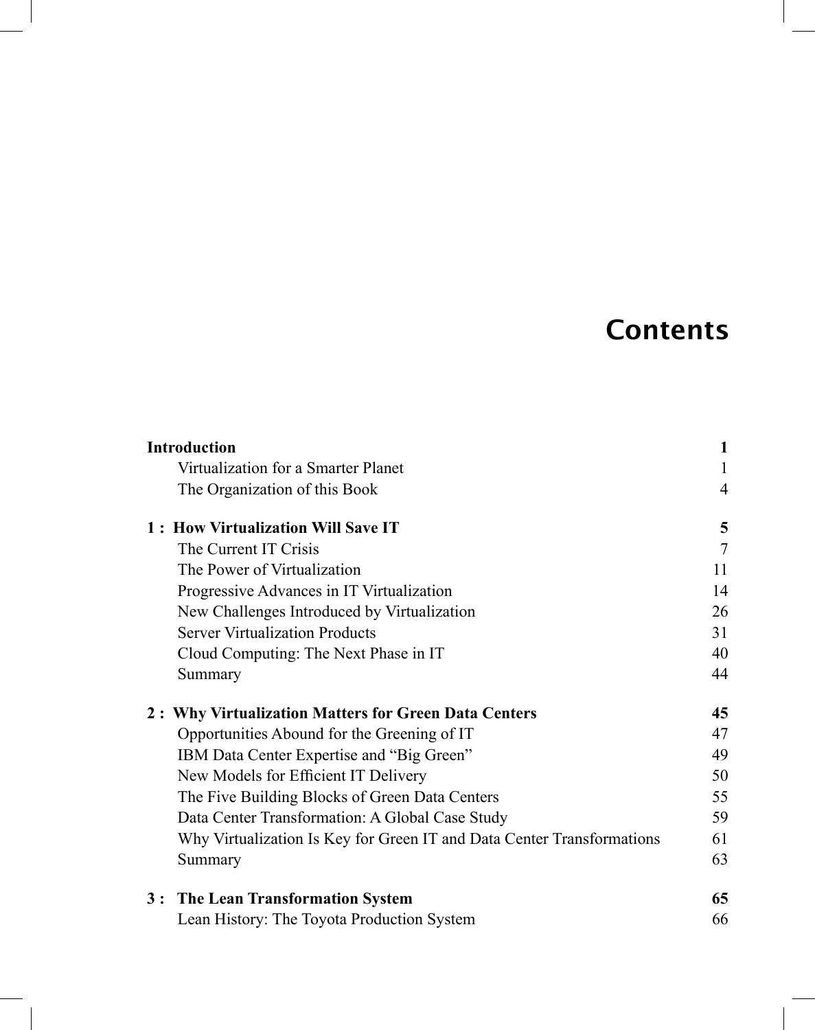# Contents

| | |
|---|---|
| **Introduction** | **1** |
| Virtualization for a Smarter Planet | 1 |
| The Organization of this Book | 4 |
| **1 : How Virtualization Will Save IT** | **5** |
| The Current IT Crisis | 7 |
| The Power of Virtualization | 11 |
| Progressive Advances in IT Virtualization | 14 |
| New Challenges Introduced by Virtualization | 26 |
| Server Virtualization Products | 31 |
| Cloud Computing: The Next Phase in IT | 40 |
| Summary | 44 |
| **2 : Why Virtualization Matters for Green Data Centers** | **45** |
| Opportunities Abound for the Greening of IT | 47 |
| IBM Data Center Expertise and “Big Green” | 49 |
| New Models for Efficient IT Delivery | 50 |
| The Five Building Blocks of Green Data Centers | 55 |
| Data Center Transformation: A Global Case Study | 59 |
| Why Virtualization Is Key for Green IT and Data Center Transformations | 61 |
| Summary | 63 |
| **3 : The Lean Transformation System** | **65** |
| Lean History: The Toyota Production System | 66 |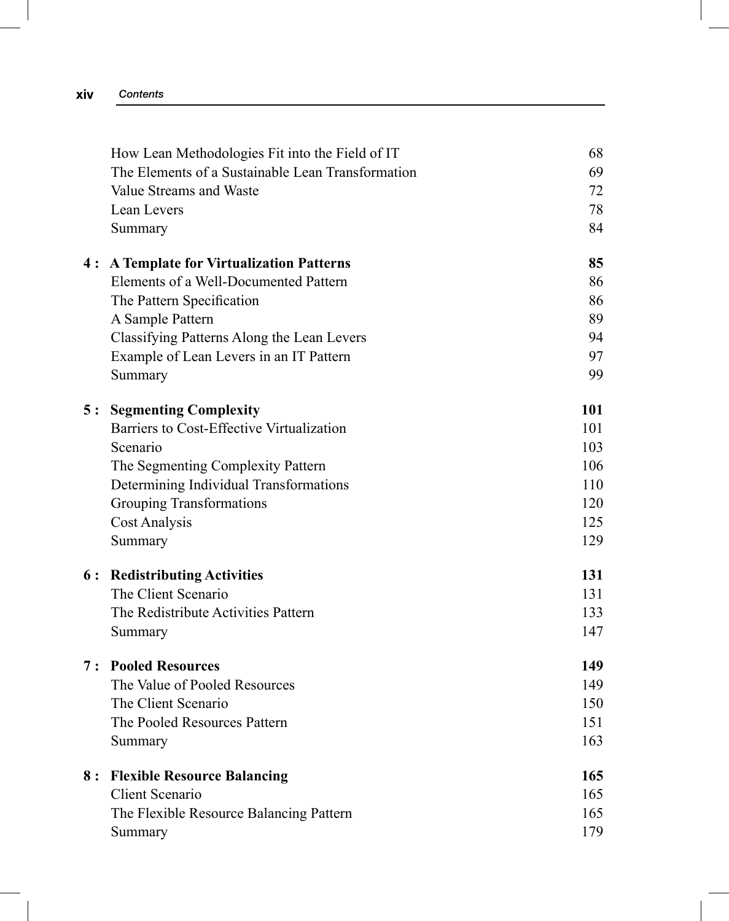| | | |
|---|---|---|
| | How Lean Methodologies Fit into the Field of IT | 68 |
| | The Elements of a Sustainable Lean Transformation | 69 |
| | Value Streams and Waste | 72 |
| | Lean Levers | 78 |
| | Summary | 84 |
| **4 :** | **A Template for Virtualization Patterns** | **85** |
| | Elements of a Well-Documented Pattern | 86 |
| | The Pattern Specification | 86 |
| | A Sample Pattern | 89 |
| | Classifying Patterns Along the Lean Levers | 94 |
| | Example of Lean Levers in an IT Pattern | 97 |
| | Summary | 99 |
| **5 :** | **Segmenting Complexity** | **101** |
| | Barriers to Cost-Effective Virtualization | 101 |
| | Scenario | 103 |
| | The Segmenting Complexity Pattern | 106 |
| | Determining Individual Transformations | 110 |
| | Grouping Transformations | 120 |
| | Cost Analysis | 125 |
| | Summary | 129 |
| **6 :** | **Redistributing Activities** | **131** |
| | The Client Scenario | 131 |
| | The Redistribute Activities Pattern | 133 |
| | Summary | 147 |
| **7 :** | **Pooled Resources** | **149** |
| | The Value of Pooled Resources | 149 |
| | The Client Scenario | 150 |
| | The Pooled Resources Pattern | 151 |
| | Summary | 163 |
| **8 :** | **Flexible Resource Balancing** | **165** |
| | Client Scenario | 165 |
| | The Flexible Resource Balancing Pattern | 165 |
| | Summary | 179 |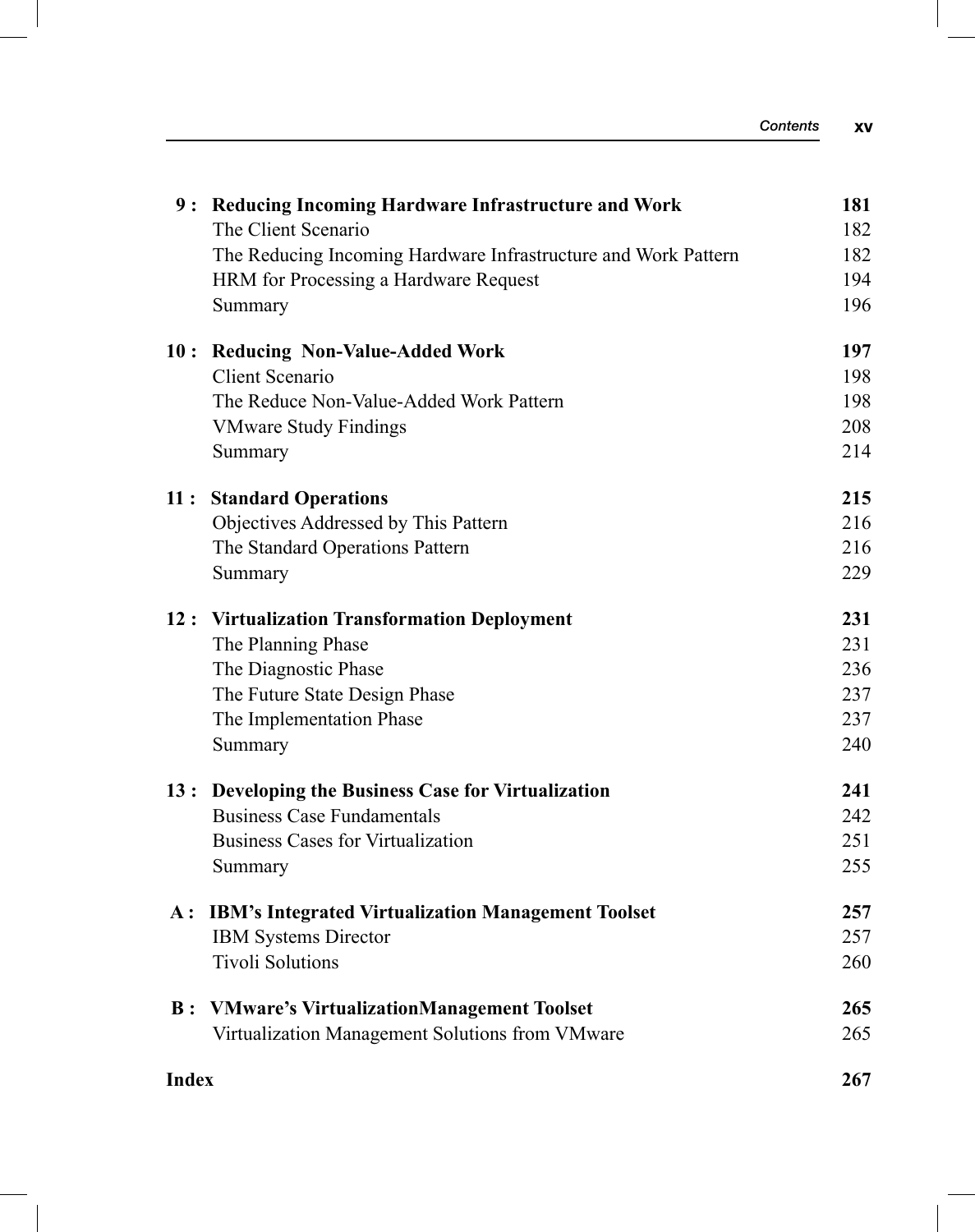| | | |
|---|---|---|
| **9 :** | **Reducing Incoming Hardware Infrastructure and Work** | **181** |
| | The Client Scenario | 182 |
| | The Reducing Incoming Hardware Infrastructure and Work Pattern | 182 |
| | HRM for Processing a Hardware Request | 194 |
| | Summary | 196 |
| **10 :** | **Reducing  Non-Value-Added Work** | **197** |
| | Client Scenario | 198 |
| | The Reduce Non-Value-Added Work Pattern | 198 |
| | VMware Study Findings | 208 |
| | Summary | 214 |
| **11 :** | **Standard Operations** | **215** |
| | Objectives Addressed by This Pattern | 216 |
| | The Standard Operations Pattern | 216 |
| | Summary | 229 |
| **12 :** | **Virtualization Transformation Deployment** | **231** |
| | The Planning Phase | 231 |
| | The Diagnostic Phase | 236 |
| | The Future State Design Phase | 237 |
| | The Implementation Phase | 237 |
| | Summary | 240 |
| **13 :** | **Developing the Business Case for Virtualization** | **241** |
| | Business Case Fundamentals | 242 |
| | Business Cases for Virtualization | 251 |
| | Summary | 255 |
| **A :** | **IBM's Integrated Virtualization Management Toolset** | **257** |
| | IBM Systems Director | 257 |
| | Tivoli Solutions | 260 |
| **B :** | **VMware's VirtualizationManagement Toolset** | **265** |
| | Virtualization Management Solutions from VMware | 265 |
| **Index** | | **267** |